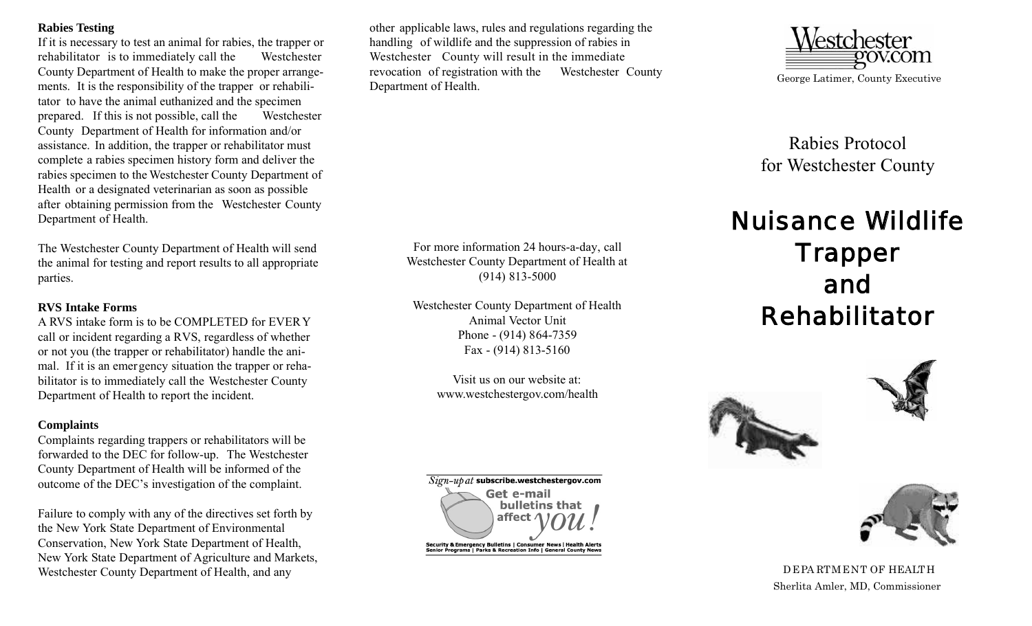**Rabies Testing**

If it is necessary to test an animal for rabies, the trapper or rehabilitator is to immediately call the Westchester County Department of Health to make the proper arrangements. It is the responsibility of the trapper or rehabilitator to have the animal euthanized and the specimen prepared. If this is not possible, call the Westchester County Department of Health for information and/or assistance. In addition, the trapper or rehabilitator must complete a rabies specimen history form and deliver the rabies specimen to the Westchester County Department of Health or a designated veterinarian as soon as possible after obtaining permission from the Westchester County Department of Health.

The Westchester County Department of Health will send the animal for testing and report results to all appropriate parties.

**RVS Intake Forms**

A RVS intake form is to be COMPLETED for EVERY call or incident regarding a RVS, regardless of whether or not you (the trapper or rehabilitator) handle the animal. If it is an emergency situation the trapper or rehabilitator is to immediately call the Westchester County Department of Health to report the incident.

**Complaints**

Complaints regarding trappers or rehabilitators will be forwarded to the DEC for follow-up. The Westchester County Department of Health will be informed of the outcome of the DEC's investigation of the complaint.

Failure to comply with any of the directives set forth by the New York State Department of Environmental Conservation, New York State Department of Health, New York State Department of Agriculture and Markets, Westchester County Department of Health, and any other applicable laws, rules and regulations regarding the handling of wildlife and the suppression of rabies in Westchester County will result in the immediate revocation of registration with the Westchester County Department of Health.

For more information 24 hours-a-day, call Westchester County Department of Health at (914) 813-5000

Westchester County Department of Health
Animal Vector Unit
Phone - (914) 864-7359
Fax - (914) 813-5160

Visit us on our website at:
www.westchestergov.com/health

*Sign-up at* subscribe.westchestergov.com
Get e-mail bulletins that affect *you!*
Security & Emergency Bulletins | Consumer News | Health Alerts
Senior Programs | Parks & Recreation Info | General County News

Westchestergov.com
George Latimer, County Executive

# Rabies Protocol for Westchester County

# Nuisance Wildlife Trapper and Rehabilitator

DEPARTMENT OF HEALTH
Sherlita Amler, MD, Commissioner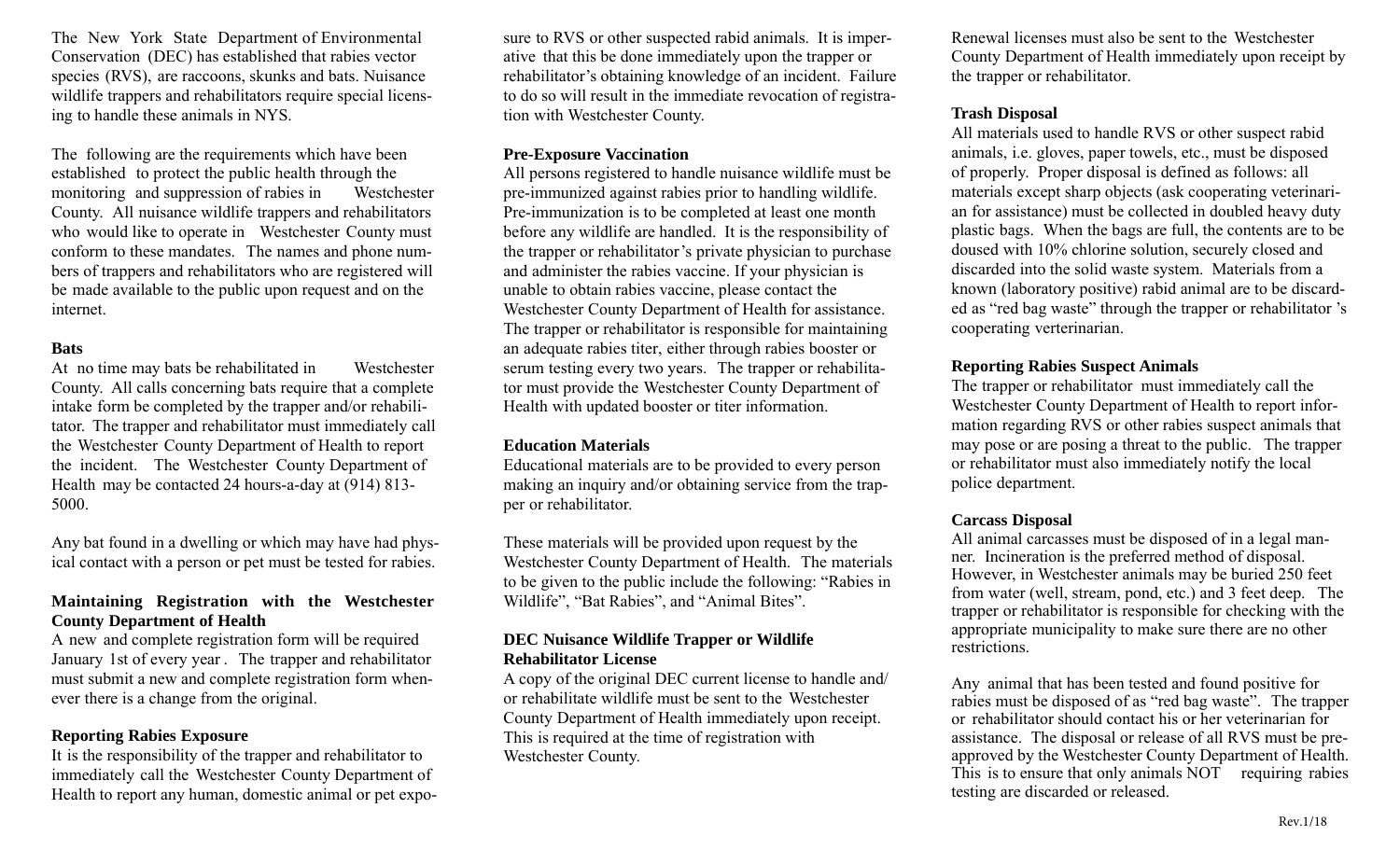The New York State Department of Environmental Conservation (DEC) has established that rabies vector species (RVS), are raccoons, skunks and bats. Nuisance wildlife trappers and rehabilitators require special licensing to handle these animals in NYS.

The following are the requirements which have been established to protect the public health through the monitoring and suppression of rabies in Westchester County. All nuisance wildlife trappers and rehabilitators who would like to operate in Westchester County must conform to these mandates. The names and phone numbers of trappers and rehabilitators who are registered will be made available to the public upon request and on the internet.

### Bats

At no time may bats be rehabilitated in Westchester County. All calls concerning bats require that a complete intake form be completed by the trapper and/or rehabilitator. The trapper and rehabilitator must immediately call the Westchester County Department of Health to report the incident. The Westchester County Department of Health may be contacted 24 hours-a-day at (914) 813-5000.

Any bat found in a dwelling or which may have had physical contact with a person or pet must be tested for rabies.

### Maintaining Registration with the Westchester County Department of Health

A new and complete registration form will be required January 1st of every year. The trapper and rehabilitator must submit a new and complete registration form whenever there is a change from the original.

### Reporting Rabies Exposure

It is the responsibility of the trapper and rehabilitator to immediately call the Westchester County Department of Health to report any human, domestic animal or pet exposure to RVS or other suspected rabid animals. It is imperative that this be done immediately upon the trapper or rehabilitator's obtaining knowledge of an incident. Failure to do so will result in the immediate revocation of registration with Westchester County.

### Pre-Exposure Vaccination

All persons registered to handle nuisance wildlife must be pre-immunized against rabies prior to handling wildlife. Pre-immunization is to be completed at least one month before any wildlife are handled. It is the responsibility of the trapper or rehabilitator's private physician to purchase and administer the rabies vaccine. If your physician is unable to obtain rabies vaccine, please contact the Westchester County Department of Health for assistance. The trapper or rehabilitator is responsible for maintaining an adequate rabies titer, either through rabies booster or serum testing every two years. The trapper or rehabilitator must provide the Westchester County Department of Health with updated booster or titer information.

### Education Materials

Educational materials are to be provided to every person making an inquiry and/or obtaining service from the trapper or rehabilitator.

These materials will be provided upon request by the Westchester County Department of Health. The materials to be given to the public include the following: "Rabies in Wildlife", "Bat Rabies", and "Animal Bites".

### DEC Nuisance Wildlife Trapper or Wildlife Rehabilitator License

A copy of the original DEC current license to handle and/or rehabilitate wildlife must be sent to the Westchester County Department of Health immediately upon receipt. This is required at the time of registration with Westchester County.

Renewal licenses must also be sent to the Westchester County Department of Health immediately upon receipt by the trapper or rehabilitator.

### Trash Disposal

All materials used to handle RVS or other suspect rabid animals, i.e. gloves, paper towels, etc., must be disposed of properly. Proper disposal is defined as follows: all materials except sharp objects (ask cooperating veterinarian for assistance) must be collected in doubled heavy duty plastic bags. When the bags are full, the contents are to be doused with 10% chlorine solution, securely closed and discarded into the solid waste system. Materials from a known (laboratory positive) rabid animal are to be discarded as "red bag waste" through the trapper or rehabilitator 's cooperating verterinarian.

### Reporting Rabies Suspect Animals

The trapper or rehabilitator must immediately call the Westchester County Department of Health to report information regarding RVS or other rabies suspect animals that may pose or are posing a threat to the public. The trapper or rehabilitator must also immediately notify the local police department.

### Carcass Disposal

All animal carcasses must be disposed of in a legal manner. Incineration is the preferred method of disposal. However, in Westchester animals may be buried 250 feet from water (well, stream, pond, etc.) and 3 feet deep. The trapper or rehabilitator is responsible for checking with the appropriate municipality to make sure there are no other restrictions.

Any animal that has been tested and found positive for rabies must be disposed of as "red bag waste". The trapper or rehabilitator should contact his or her veterinarian for assistance. The disposal or release of all RVS must be pre-approved by the Westchester County Department of Health. This is to ensure that only animals NOT requiring rabies testing are discarded or released.

Rev.1/18